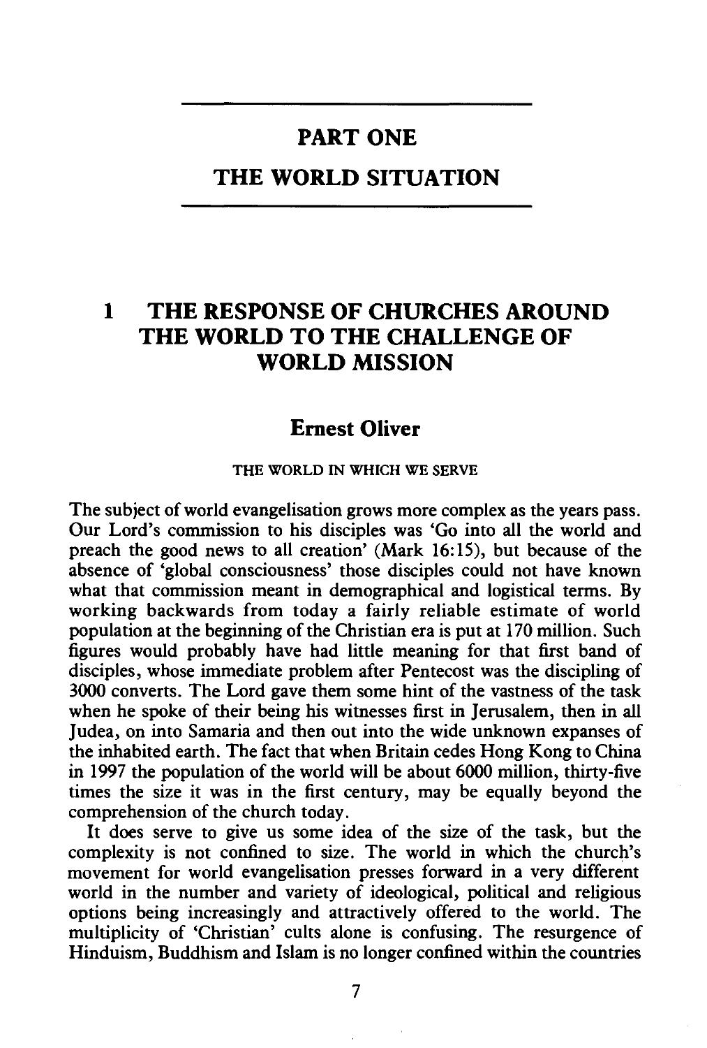# PART ONE

# THE WORLD SITUATION

## 1 THE RESPONSE OF CHURCHES AROUND THE WORLD TO THE CHALLENGE OF WORLD MISSION

### Ernest Oliver

#### THE WORLD IN WHICH WE SERVE

The subject of world evangelisation grows more complex as the years pass. Our Lord's commission to his disciples was 'Go into all the world and preach the good news to all creation' (Mark 16:15), but because of the absence of 'global consciousness' those disciples could not have known what that commission meant in demographical and logistical terms. By working backwards from today a fairly reliable estimate of world population at the beginning of the Christian era is put at 170 million. Such figures would probably have had little meaning for that first band of disciples, whose immediate problem after Pentecost was the discipling of 3000 converts. The Lord gave them some hint of the vastness of the task when he spoke of their being his witnesses first in Jerusalem, then in all Judea, on into Samaria and then out into the wide unknown expanses of the inhabited earth. The fact that when Britain cedes Hong Kong to China in 1997 the population of the world will be about 6000 million, thirty-five times the size it was in the first century, may be equally beyond the comprehension of the church today.

It does serve to give us some idea of the size of the task, but the complexity is not confined to size. The world in which the church's movement for world evangelisation presses forward in a very different world in the number and variety of ideological, political and religious options being increasingly and attractively offered to the world. The multiplicity of 'Christian' cults alone is confusing. The resurgence of Hinduism, Buddhism and Islam is no longer confined within the countries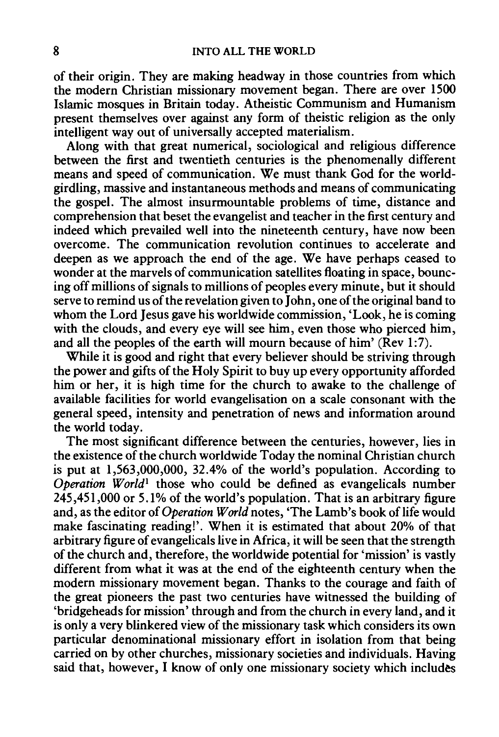of their origin. They are making headway in those countries from which the modern Christian missionary movement began. There are over 1500 Islamic mosques in Britain today. Atheistic Communism and Humanism present themselves over against any form of theistic religion as the only intelligent way out of universally accepted materialism.

Along with that great numerical, sociological and religious difference between the first and twentieth centuries is the phenomenally different means and speed of communication. We must thank God for the world-girdling, massive and instantaneous methods and means of communicating the gospel. The almost insurmountable problems of time, distance and comprehension that beset the evangelist and teacher in the first century and indeed which prevailed well into the nineteenth century, have now been overcome. The communication revolution continues to accelerate and deepen as we approach the end of the age. We have perhaps ceased to wonder at the marvels of communication satellites floating in space, bouncing off millions of signals to millions of peoples every minute, but it should serve to remind us of the revelation given to John, one of the original band to whom the Lord Jesus gave his worldwide commission, 'Look, he is coming with the clouds, and every eye will see him, even those who pierced him, and all the peoples of the earth will mourn because of him' (Rev 1:7).

While it is good and right that every believer should be striving through the power and gifts of the Holy Spirit to buy up every opportunity afforded him or her, it is high time for the church to awake to the challenge of available facilities for world evangelisation on a scale consonant with the general speed, intensity and penetration of news and information around the world today.

The most significant difference between the centuries, however, lies in the existence of the church worldwide Today the nominal Christian church is put at 1,563,000,000, 32.4% of the world's population. According to *Operation World*[1] those who could be defined as evangelicals number 245,451,000 or 5.1% of the world's population. That is an arbitrary figure and, as the editor of *Operation World* notes, 'The Lamb's book of life would make fascinating reading!'. When it is estimated that about 20% of that arbitrary figure of evangelicals live in Africa, it will be seen that the strength of the church and, therefore, the worldwide potential for 'mission' is vastly different from what it was at the end of the eighteenth century when the modern missionary movement began. Thanks to the courage and faith of the great pioneers the past two centuries have witnessed the building of 'bridgeheads for mission' through and from the church in every land, and it is only a very blinkered view of the missionary task which considers its own particular denominational missionary effort in isolation from that being carried on by other churches, missionary societies and individuals. Having said that, however, I know of only one missionary society which includes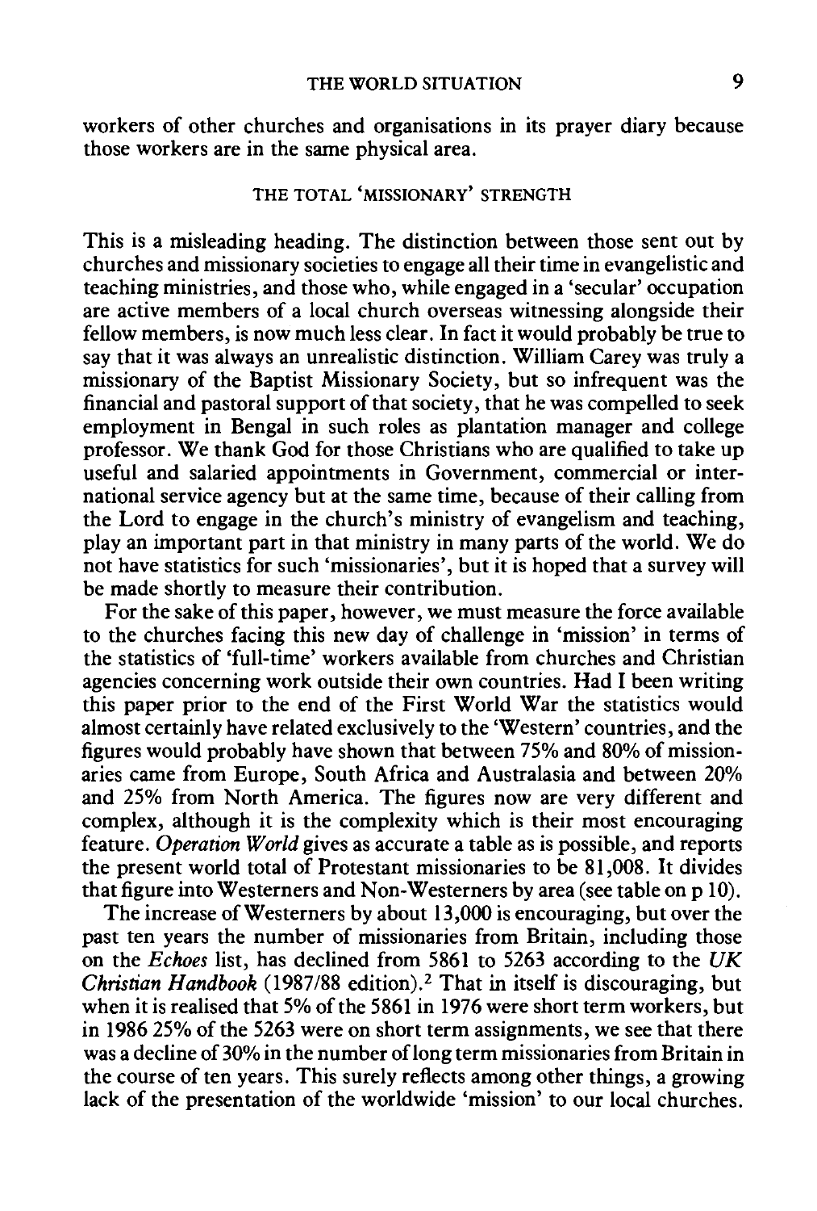workers of other churches and organisations in its prayer diary because those workers are in the same physical area.

### THE TOTAL 'MISSIONARY' STRENGTH

This is a misleading heading. The distinction between those sent out by churches and missionary societies to engage all their time in evangelistic and teaching ministries, and those who, while engaged in a 'secular' occupation are active members of a local church overseas witnessing alongside their fellow members, is now much less clear. In fact it would probably be true to say that it was always an unrealistic distinction. William Carey was truly a missionary of the Baptist Missionary Society, but so infrequent was the financial and pastoral support of that society, that he was compelled to seek employment in Bengal in such roles as plantation manager and college professor. We thank God for those Christians who are qualified to take up useful and salaried appointments in Government, commercial or international service agency but at the same time, because of their calling from the Lord to engage in the church's ministry of evangelism and teaching, play an important part in that ministry in many parts of the world. We do not have statistics for such 'missionaries', but it is hoped that a survey will be made shortly to measure their contribution.

For the sake of this paper, however, we must measure the force available to the churches facing this new day of challenge in 'mission' in terms of the statistics of 'full-time' workers available from churches and Christian agencies concerning work outside their own countries. Had I been writing this paper prior to the end of the First World War the statistics would almost certainly have related exclusively to the 'Western' countries, and the figures would probably have shown that between 75% and 80% of missionaries came from Europe, South Africa and Australasia and between 20% and 25% from North America. The figures now are very different and complex, although it is the complexity which is their most encouraging feature. *Operation World* gives as accurate a table as is possible, and reports the present world total of Protestant missionaries to be 81,008. It divides that figure into Westerners and Non-Westerners by area (see table on p 10).

The increase of Westerners by about 13,000 is encouraging, but over the past ten years the number of missionaries from Britain, including those on the *Echoes* list, has declined from 5861 to 5263 according to the *UK Christian Handbook* (1987/88 edition).[2] That in itself is discouraging, but when it is realised that 5% of the 5861 in 1976 were short term workers, but in 1986 25% of the 5263 were on short term assignments, we see that there was a decline of 30% in the number of long term missionaries from Britain in the course of ten years. This surely reflects among other things, a growing lack of the presentation of the worldwide 'mission' to our local churches.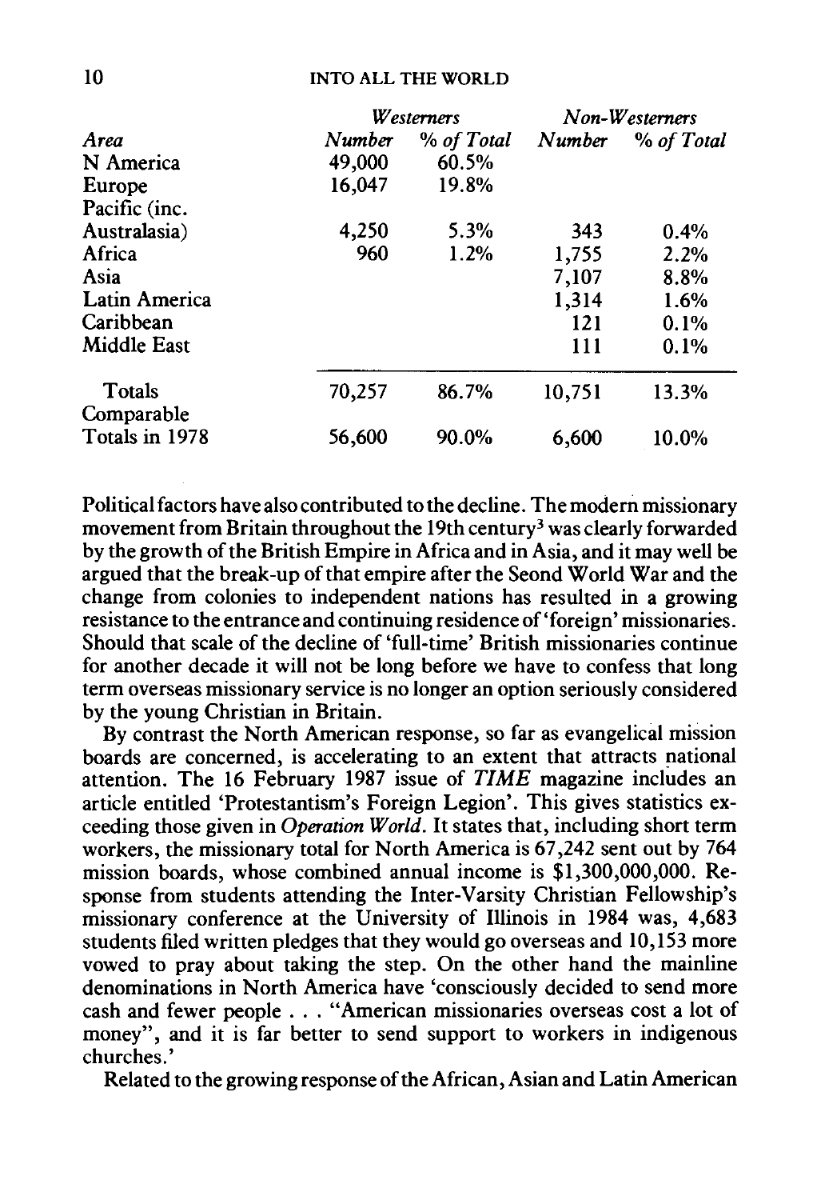| Area | *Westerners* | | *Non-Westerners* | |
|---|---|---|---|---|
| | *Number* | *% of Total* | *Number* | *% of Total* |
| N America | 49,000 | 60.5% | | |
| Europe | 16,047 | 19.8% | | |
| Pacific (inc. Australasia) | 4,250 | 5.3% | 343 | 0.4% |
| Africa | 960 | 1.2% | 1,755 | 2.2% |
| Asia | | | 7,107 | 8.8% |
| Latin America | | | 1,314 | 1.6% |
| Caribbean | | | 121 | 0.1% |
| Middle East | | | 111 | 0.1% |
| Totals | 70,257 | 86.7% | 10,751 | 13.3% |
| Comparable Totals in 1978 | 56,600 | 90.0% | 6,600 | 10.0% |

Political factors have also contributed to the decline. The modern missionary movement from Britain throughout the 19th century[3] was clearly forwarded by the growth of the British Empire in Africa and in Asia, and it may well be argued that the break-up of that empire after the Seond World War and the change from colonies to independent nations has resulted in a growing resistance to the entrance and continuing residence of 'foreign' missionaries. Should that scale of the decline of 'full-time' British missionaries continue for another decade it will not be long before we have to confess that long term overseas missionary service is no longer an option seriously considered by the young Christian in Britain.

By contrast the North American response, so far as evangelical mission boards are concerned, is accelerating to an extent that attracts national attention. The 16 February 1987 issue of *TIME* magazine includes an article entitled 'Protestantism's Foreign Legion'. This gives statistics exceeding those given in *Operation World*. It states that, including short term workers, the missionary total for North America is 67,242 sent out by 764 mission boards, whose combined annual income is $1,300,000,000. Response from students attending the Inter-Varsity Christian Fellowship's missionary conference at the University of Illinois in 1984 was, 4,683 students filed written pledges that they would go overseas and 10,153 more vowed to pray about taking the step. On the other hand the mainline denominations in North America have 'consciously decided to send more cash and fewer people . . . "American missionaries overseas cost a lot of money", and it is far better to send support to workers in indigenous churches.'

Related to the growing response of the African, Asian and Latin American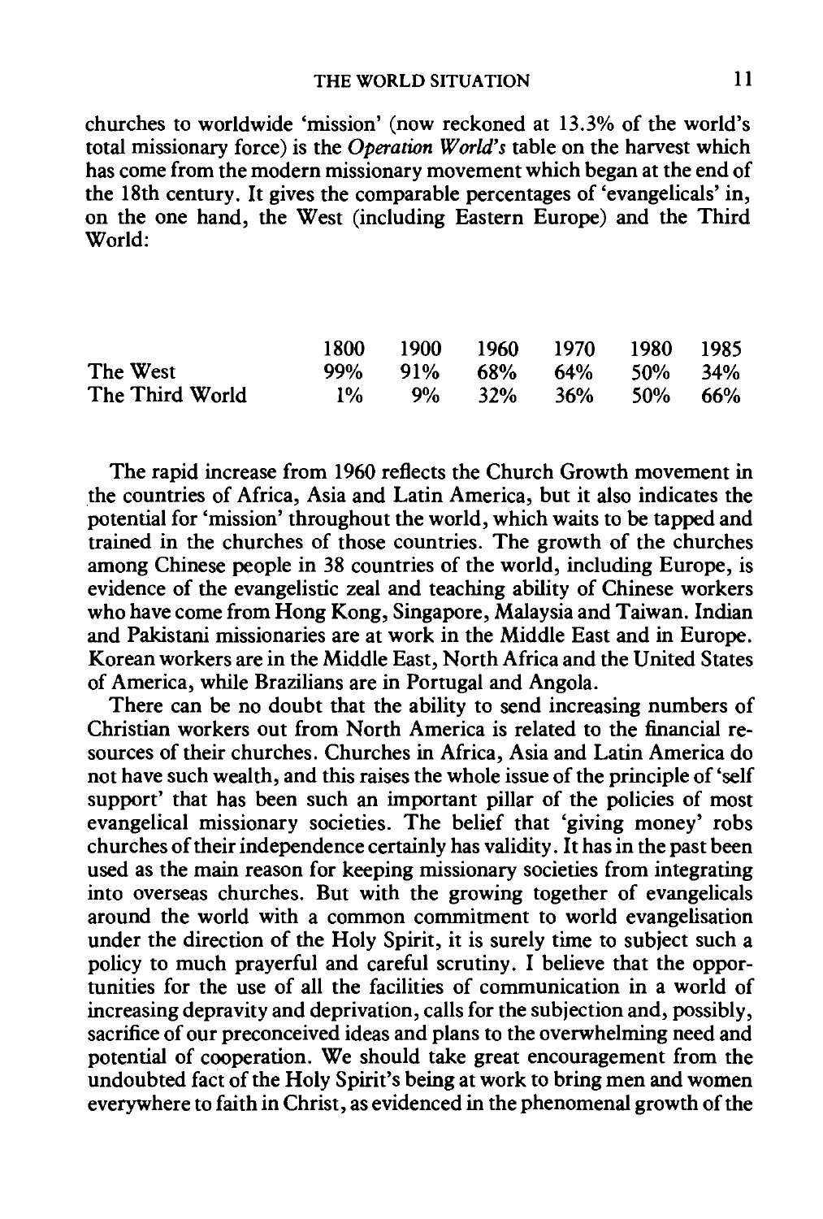churches to worldwide 'mission' (now reckoned at 13.3% of the world's total missionary force) is the *Operation World's* table on the harvest which has come from the modern missionary movement which began at the end of the 18th century. It gives the comparable percentages of 'evangelicals' in, on the one hand, the West (including Eastern Europe) and the Third World:

| | 1800 | 1900 | 1960 | 1970 | 1980 | 1985 |
|---|---|---|---|---|---|---|
| The West | 99% | 91% | 68% | 64% | 50% | 34% |
| The Third World | 1% | 9% | 32% | 36% | 50% | 66% |

The rapid increase from 1960 reflects the Church Growth movement in the countries of Africa, Asia and Latin America, but it also indicates the potential for 'mission' throughout the world, which waits to be tapped and trained in the churches of those countries. The growth of the churches among Chinese people in 38 countries of the world, including Europe, is evidence of the evangelistic zeal and teaching ability of Chinese workers who have come from Hong Kong, Singapore, Malaysia and Taiwan. Indian and Pakistani missionaries are at work in the Middle East and in Europe. Korean workers are in the Middle East, North Africa and the United States of America, while Brazilians are in Portugal and Angola.

There can be no doubt that the ability to send increasing numbers of Christian workers out from North America is related to the financial resources of their churches. Churches in Africa, Asia and Latin America do not have such wealth, and this raises the whole issue of the principle of 'self support' that has been such an important pillar of the policies of most evangelical missionary societies. The belief that 'giving money' robs churches of their independence certainly has validity. It has in the past been used as the main reason for keeping missionary societies from integrating into overseas churches. But with the growing together of evangelicals around the world with a common commitment to world evangelisation under the direction of the Holy Spirit, it is surely time to subject such a policy to much prayerful and careful scrutiny. I believe that the opportunities for the use of all the facilities of communication in a world of increasing depravity and deprivation, calls for the subjection and, possibly, sacrifice of our preconceived ideas and plans to the overwhelming need and potential of cooperation. We should take great encouragement from the undoubted fact of the Holy Spirit's being at work to bring men and women everywhere to faith in Christ, as evidenced in the phenomenal growth of the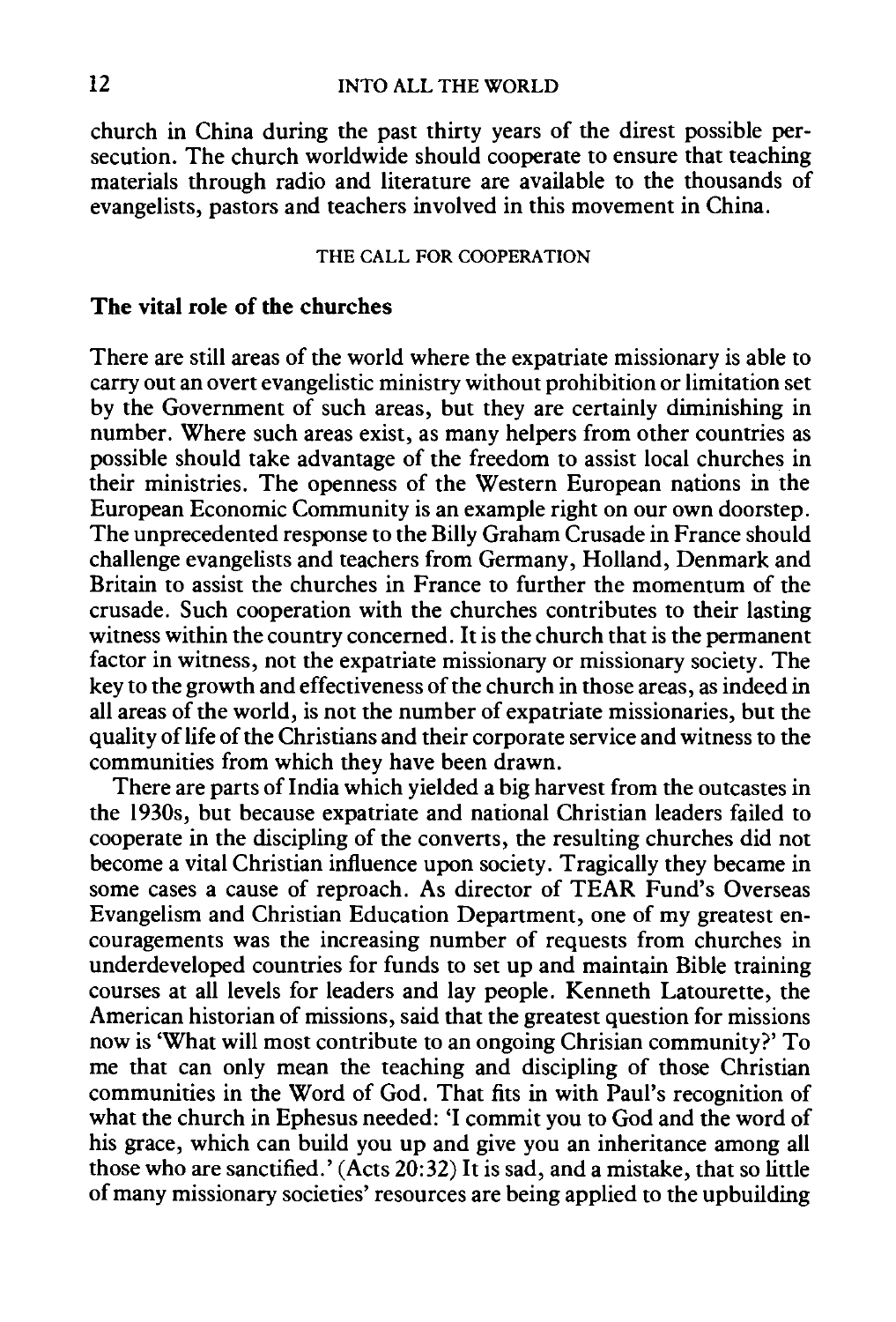church in China during the past thirty years of the direst possible persecution. The church worldwide should cooperate to ensure that teaching materials through radio and literature are available to the thousands of evangelists, pastors and teachers involved in this movement in China.

## THE CALL FOR COOPERATION

### The vital role of the churches

There are still areas of the world where the expatriate missionary is able to carry out an overt evangelistic ministry without prohibition or limitation set by the Government of such areas, but they are certainly diminishing in number. Where such areas exist, as many helpers from other countries as possible should take advantage of the freedom to assist local churches in their ministries. The openness of the Western European nations in the European Economic Community is an example right on our own doorstep. The unprecedented response to the Billy Graham Crusade in France should challenge evangelists and teachers from Germany, Holland, Denmark and Britain to assist the churches in France to further the momentum of the crusade. Such cooperation with the churches contributes to their lasting witness within the country concerned. It is the church that is the permanent factor in witness, not the expatriate missionary or missionary society. The key to the growth and effectiveness of the church in those areas, as indeed in all areas of the world, is not the number of expatriate missionaries, but the quality of life of the Christians and their corporate service and witness to the communities from which they have been drawn.

There are parts of India which yielded a big harvest from the outcastes in the 1930s, but because expatriate and national Christian leaders failed to cooperate in the discipling of the converts, the resulting churches did not become a vital Christian influence upon society. Tragically they became in some cases a cause of reproach. As director of TEAR Fund's Overseas Evangelism and Christian Education Department, one of my greatest encouragements was the increasing number of requests from churches in underdeveloped countries for funds to set up and maintain Bible training courses at all levels for leaders and lay people. Kenneth Latourette, the American historian of missions, said that the greatest question for missions now is 'What will most contribute to an ongoing Chrisian community?' To me that can only mean the teaching and discipling of those Christian communities in the Word of God. That fits in with Paul's recognition of what the church in Ephesus needed: 'I commit you to God and the word of his grace, which can build you up and give you an inheritance among all those who are sanctified.' (Acts 20:32) It is sad, and a mistake, that so little of many missionary societies' resources are being applied to the upbuilding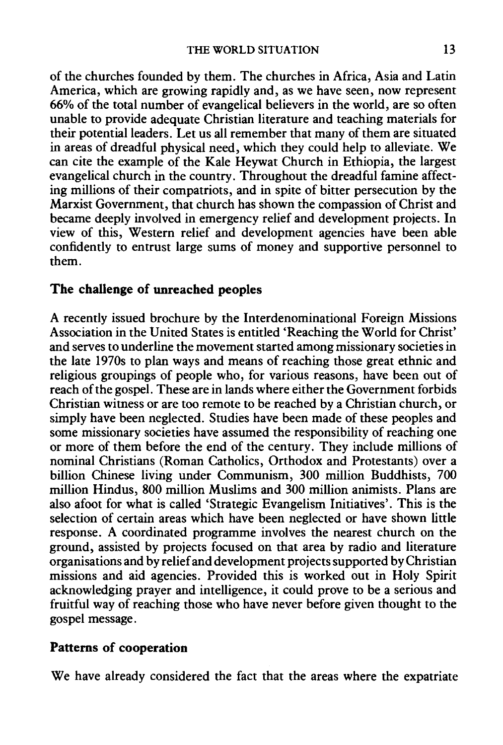of the churches founded by them. The churches in Africa, Asia and Latin America, which are growing rapidly and, as we have seen, now represent 66% of the total number of evangelical believers in the world, are so often unable to provide adequate Christian literature and teaching materials for their potential leaders. Let us all remember that many of them are situated in areas of dreadful physical need, which they could help to alleviate. We can cite the example of the Kale Heywat Church in Ethiopia, the largest evangelical church in the country. Throughout the dreadful famine affecting millions of their compatriots, and in spite of bitter persecution by the Marxist Government, that church has shown the compassion of Christ and became deeply involved in emergency relief and development projects. In view of this, Western relief and development agencies have been able confidently to entrust large sums of money and supportive personnel to them.

## The challenge of unreached peoples

A recently issued brochure by the Interdenominational Foreign Missions Association in the United States is entitled 'Reaching the World for Christ' and serves to underline the movement started among missionary societies in the late 1970s to plan ways and means of reaching those great ethnic and religious groupings of people who, for various reasons, have been out of reach of the gospel. These are in lands where either the Government forbids Christian witness or are too remote to be reached by a Christian church, or simply have been neglected. Studies have been made of these peoples and some missionary societies have assumed the responsibility of reaching one or more of them before the end of the century. They include millions of nominal Christians (Roman Catholics, Orthodox and Protestants) over a billion Chinese living under Communism, 300 million Buddhists, 700 million Hindus, 800 million Muslims and 300 million animists. Plans are also afoot for what is called 'Strategic Evangelism Initiatives'. This is the selection of certain areas which have been neglected or have shown little response. A coordinated programme involves the nearest church on the ground, assisted by projects focused on that area by radio and literature organisations and by relief and development projects supported by Christian missions and aid agencies. Provided this is worked out in Holy Spirit acknowledging prayer and intelligence, it could prove to be a serious and fruitful way of reaching those who have never before given thought to the gospel message.

## Patterns of cooperation

We have already considered the fact that the areas where the expatriate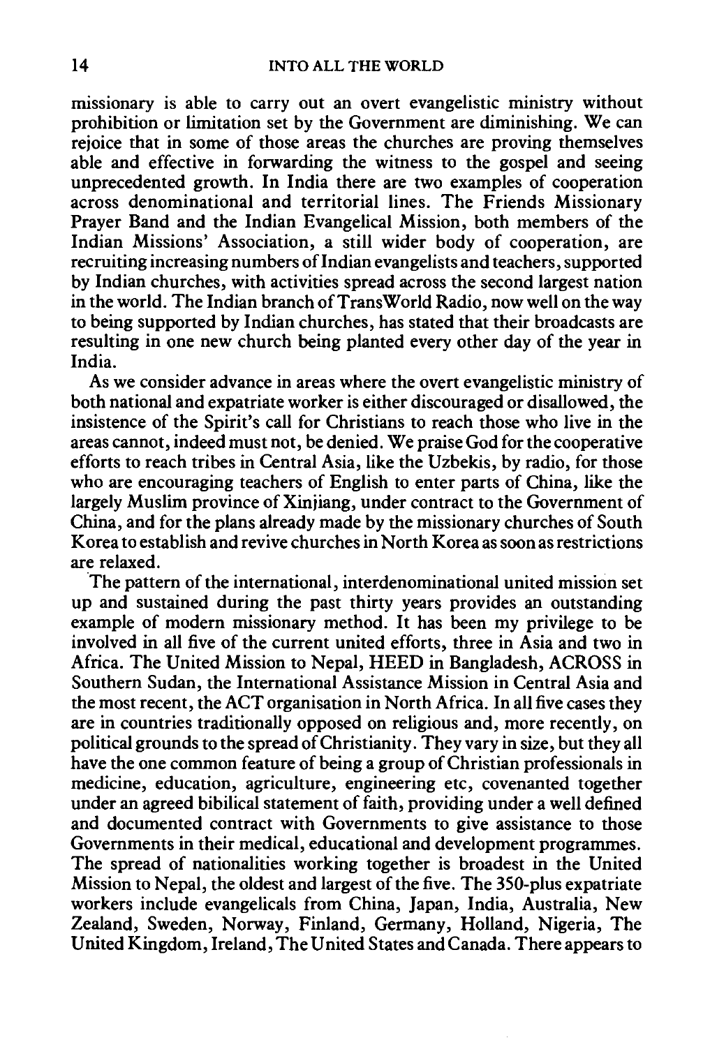missionary is able to carry out an overt evangelistic ministry without prohibition or limitation set by the Government are diminishing. We can rejoice that in some of those areas the churches are proving themselves able and effective in forwarding the witness to the gospel and seeing unprecedented growth. In India there are two examples of cooperation across denominational and territorial lines. The Friends Missionary Prayer Band and the Indian Evangelical Mission, both members of the Indian Missions' Association, a still wider body of cooperation, are recruiting increasing numbers of Indian evangelists and teachers, supported by Indian churches, with activities spread across the second largest nation in the world. The Indian branch of TransWorld Radio, now well on the way to being supported by Indian churches, has stated that their broadcasts are resulting in one new church being planted every other day of the year in India.

As we consider advance in areas where the overt evangelistic ministry of both national and expatriate worker is either discouraged or disallowed, the insistence of the Spirit's call for Christians to reach those who live in the areas cannot, indeed must not, be denied. We praise God for the cooperative efforts to reach tribes in Central Asia, like the Uzbekis, by radio, for those who are encouraging teachers of English to enter parts of China, like the largely Muslim province of Xinjiang, under contract to the Government of China, and for the plans already made by the missionary churches of South Korea to establish and revive churches in North Korea as soon as restrictions are relaxed.

The pattern of the international, interdenominational united mission set up and sustained during the past thirty years provides an outstanding example of modern missionary method. It has been my privilege to be involved in all five of the current united efforts, three in Asia and two in Africa. The United Mission to Nepal, HEED in Bangladesh, ACROSS in Southern Sudan, the International Assistance Mission in Central Asia and the most recent, the ACT organisation in North Africa. In all five cases they are in countries traditionally opposed on religious and, more recently, on political grounds to the spread of Christianity. They vary in size, but they all have the one common feature of being a group of Christian professionals in medicine, education, agriculture, engineering etc, covenanted together under an agreed bibilical statement of faith, providing under a well defined and documented contract with Governments to give assistance to those Governments in their medical, educational and development programmes. The spread of nationalities working together is broadest in the United Mission to Nepal, the oldest and largest of the five. The 350-plus expatriate workers include evangelicals from China, Japan, India, Australia, New Zealand, Sweden, Norway, Finland, Germany, Holland, Nigeria, The United Kingdom, Ireland, The United States and Canada. There appears to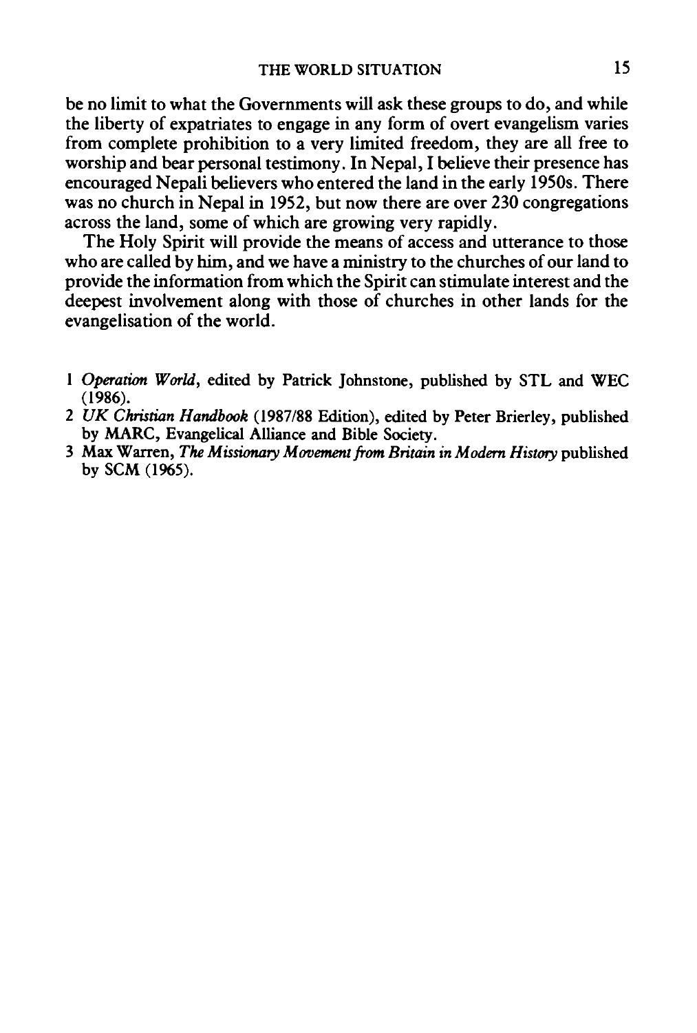be no limit to what the Governments will ask these groups to do, and while the liberty of expatriates to engage in any form of overt evangelism varies from complete prohibition to a very limited freedom, they are all free to worship and bear personal testimony. In Nepal, I believe their presence has encouraged Nepali believers who entered the land in the early 1950s. There was no church in Nepal in 1952, but now there are over 230 congregations across the land, some of which are growing very rapidly.

The Holy Spirit will provide the means of access and utterance to those who are called by him, and we have a ministry to the churches of our land to provide the information from which the Spirit can stimulate interest and the deepest involvement along with those of churches in other lands for the evangelisation of the world.

1 *Operation World*, edited by Patrick Johnstone, published by STL and WEC (1986).
2 *UK Christian Handbook* (1987/88 Edition), edited by Peter Brierley, published by MARC, Evangelical Alliance and Bible Society.
3 Max Warren, *The Missionary Movement from Britain in Modern History* published by SCM (1965).